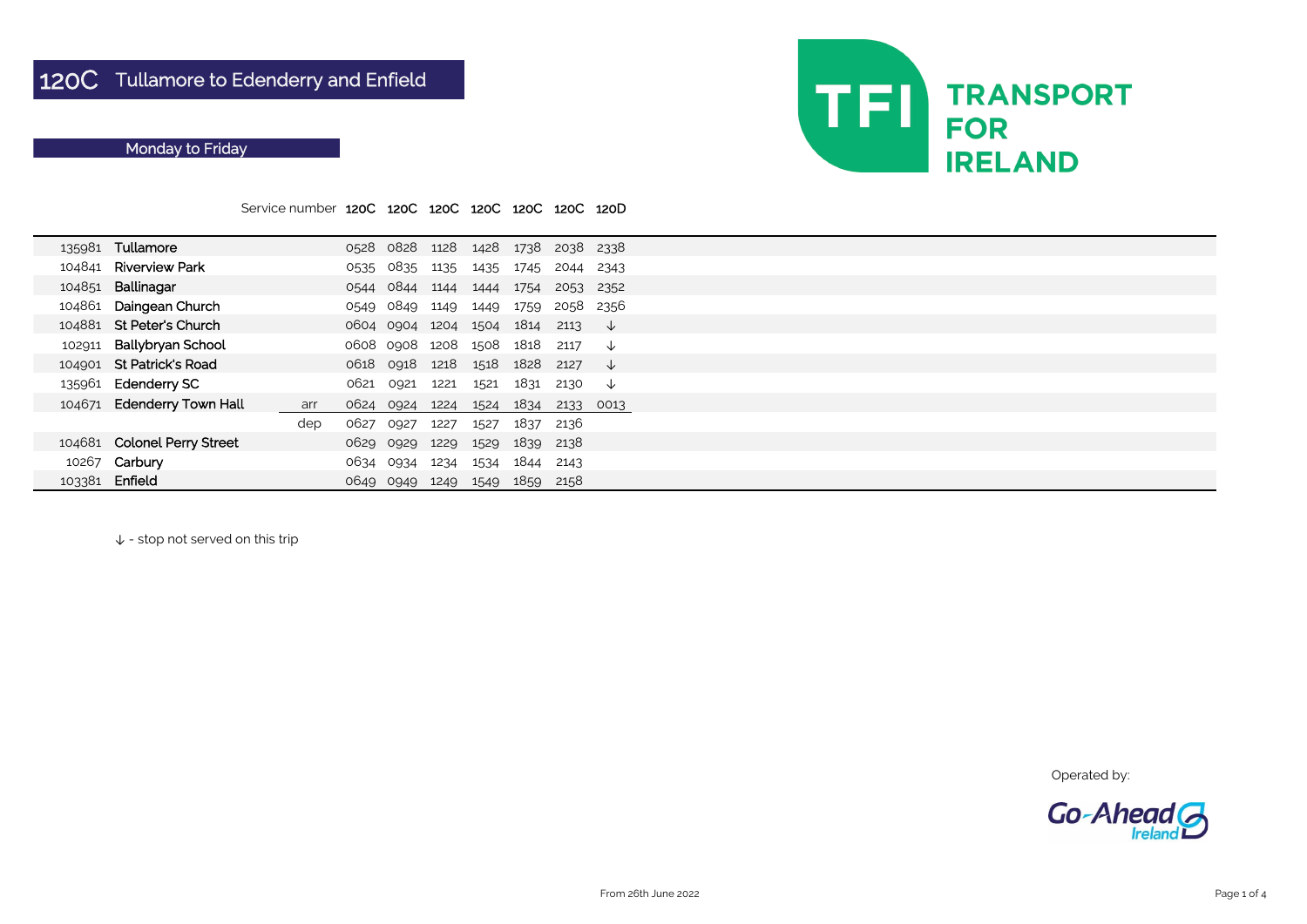# 120C Tullamore to Edenderry and Enfield

## Monday to Friday

TFI TRANSPORT FOR IRELAND

| | Service number | | 120C | 120C | 120C | 120C | 120C | 120C | 120D |
|---|---|---|---|---|---|---|---|---|---|
| 135981 | Tullamore | | 0528 | 0828 | 1128 | 1428 | 1738 | 2038 | 2338 |
| 104841 | Riverview Park | | 0535 | 0835 | 1135 | 1435 | 1745 | 2044 | 2343 |
| 104851 | Ballinagar | | 0544 | 0844 | 1144 | 1444 | 1754 | 2053 | 2352 |
| 104861 | Daingean Church | | 0549 | 0849 | 1149 | 1449 | 1759 | 2058 | 2356 |
| 104881 | St Peter's Church | | 0604 | 0904 | 1204 | 1504 | 1814 | 2113 | ↓ |
| 102911 | Ballybryan School | | 0608 | 0908 | 1208 | 1508 | 1818 | 2117 | ↓ |
| 104901 | St Patrick's Road | | 0618 | 0918 | 1218 | 1518 | 1828 | 2127 | ↓ |
| 135961 | Edenderry SC | | 0621 | 0921 | 1221 | 1521 | 1831 | 2130 | ↓ |
| 104671 | Edenderry Town Hall | arr | 0624 | 0924 | 1224 | 1524 | 1834 | 2133 | 0013 |
| | | dep | 0627 | 0927 | 1227 | 1527 | 1837 | 2136 | |
| 104681 | Colonel Perry Street | | 0629 | 0929 | 1229 | 1529 | 1839 | 2138 | |
| 10267 | Carbury | | 0634 | 0934 | 1234 | 1534 | 1844 | 2143 | |
| 103381 | Enfield | | 0649 | 0949 | 1249 | 1549 | 1859 | 2158 | |

↓ - stop not served on this trip

Operated by: Go-Ahead Ireland

From 26th June 2022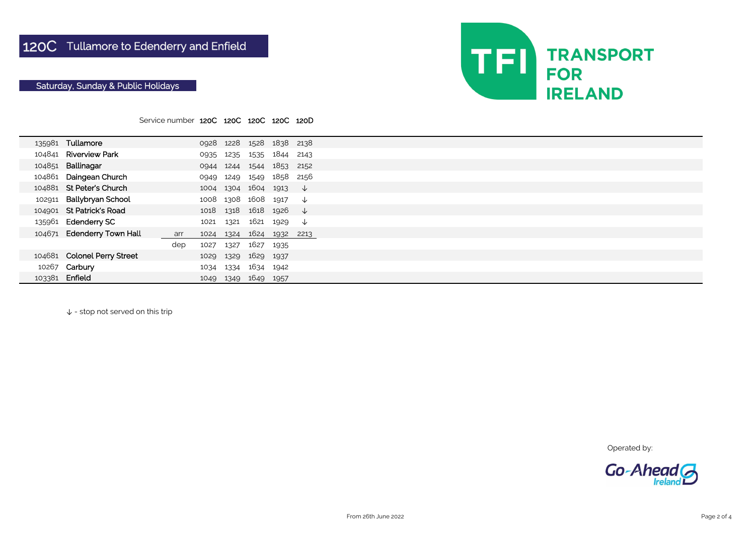# 120C Tullamore to Edenderry and Enfield

## Saturday, Sunday & Public Holidays

TFI TRANSPORT FOR IRELAND

| | Service number | | 120C | 120C | 120C | 120C | 120D |
|---|---|---|---|---|---|---|---|
| 135981 | Tullamore | | 0928 | 1228 | 1528 | 1838 | 2138 |
| 104841 | Riverview Park | | 0935 | 1235 | 1535 | 1844 | 2143 |
| 104851 | Ballinagar | | 0944 | 1244 | 1544 | 1853 | 2152 |
| 104861 | Daingean Church | | 0949 | 1249 | 1549 | 1858 | 2156 |
| 104881 | St Peter's Church | | 1004 | 1304 | 1604 | 1913 | ↓ |
| 102911 | Ballybryan School | | 1008 | 1308 | 1608 | 1917 | ↓ |
| 104901 | St Patrick's Road | | 1018 | 1318 | 1618 | 1926 | ↓ |
| 135961 | Edenderry SC | | 1021 | 1321 | 1621 | 1929 | ↓ |
| 104671 | Edenderry Town Hall | arr | 1024 | 1324 | 1624 | 1932 | 2213 |
| | | dep | 1027 | 1327 | 1627 | 1935 | |
| 104681 | Colonel Perry Street | | 1029 | 1329 | 1629 | 1937 | |
| 10267 | Carbury | | 1034 | 1334 | 1634 | 1942 | |
| 103381 | Enfield | | 1049 | 1349 | 1649 | 1957 | |

↓ - stop not served on this trip

Operated by: Go-Ahead Ireland

From 26th June 2022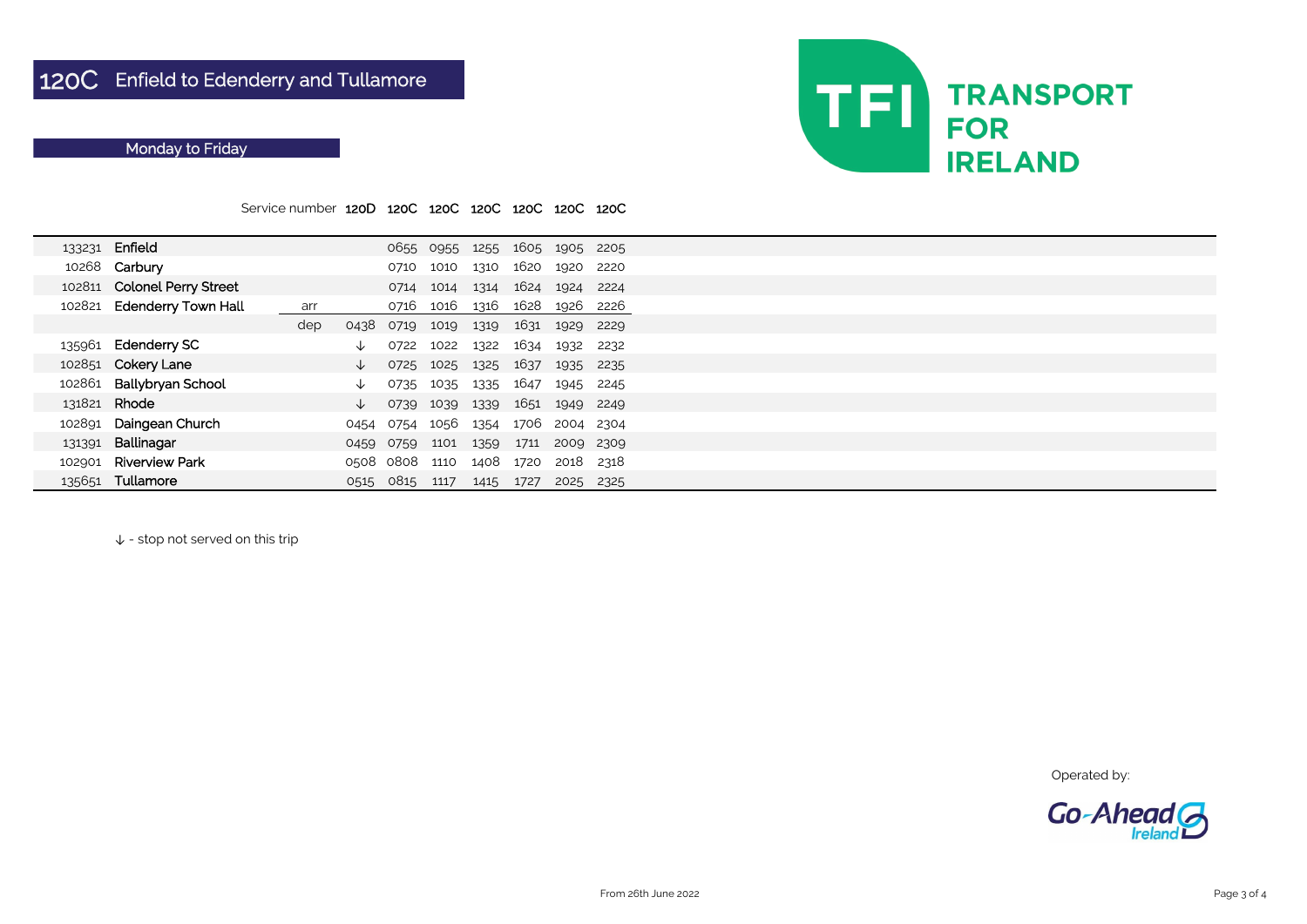# 120C Enfield to Edenderry and Tullamore

## Monday to Friday

| | | | 120D | 120C | 120C | 120C | 120C | 120C | 120C |
|---|---|---|---|---|---|---|---|---|---|
| | Service number | | 120D | 120C | 120C | 120C | 120C | 120C | 120C |
| 133231 | Enfield | | | 0655 | 0955 | 1255 | 1605 | 1905 | 2205 |
| 10268 | Carbury | | | 0710 | 1010 | 1310 | 1620 | 1920 | 2220 |
| 102811 | Colonel Perry Street | | | 0714 | 1014 | 1314 | 1624 | 1924 | 2224 |
| 102821 | Edenderry Town Hall | arr | | 0716 | 1016 | 1316 | 1628 | 1926 | 2226 |
| | | dep | 0438 | 0719 | 1019 | 1319 | 1631 | 1929 | 2229 |
| 135961 | Edenderry SC | | ↓ | 0722 | 1022 | 1322 | 1634 | 1932 | 2232 |
| 102851 | Cokery Lane | | ↓ | 0725 | 1025 | 1325 | 1637 | 1935 | 2235 |
| 102861 | Ballybryan School | | ↓ | 0735 | 1035 | 1335 | 1647 | 1945 | 2245 |
| 131821 | Rhode | | ↓ | 0739 | 1039 | 1339 | 1651 | 1949 | 2249 |
| 102891 | Daingean Church | | 0454 | 0754 | 1056 | 1354 | 1706 | 2004 | 2304 |
| 131391 | Ballinagar | | 0459 | 0759 | 1101 | 1359 | 1711 | 2009 | 2309 |
| 102901 | Riverview Park | | 0508 | 0808 | 1110 | 1408 | 1720 | 2018 | 2318 |
| 135651 | Tullamore | | 0515 | 0815 | 1117 | 1415 | 1727 | 2025 | 2325 |

↓ - stop not served on this trip

Operated by: Go-Ahead Ireland

From 26th June 2022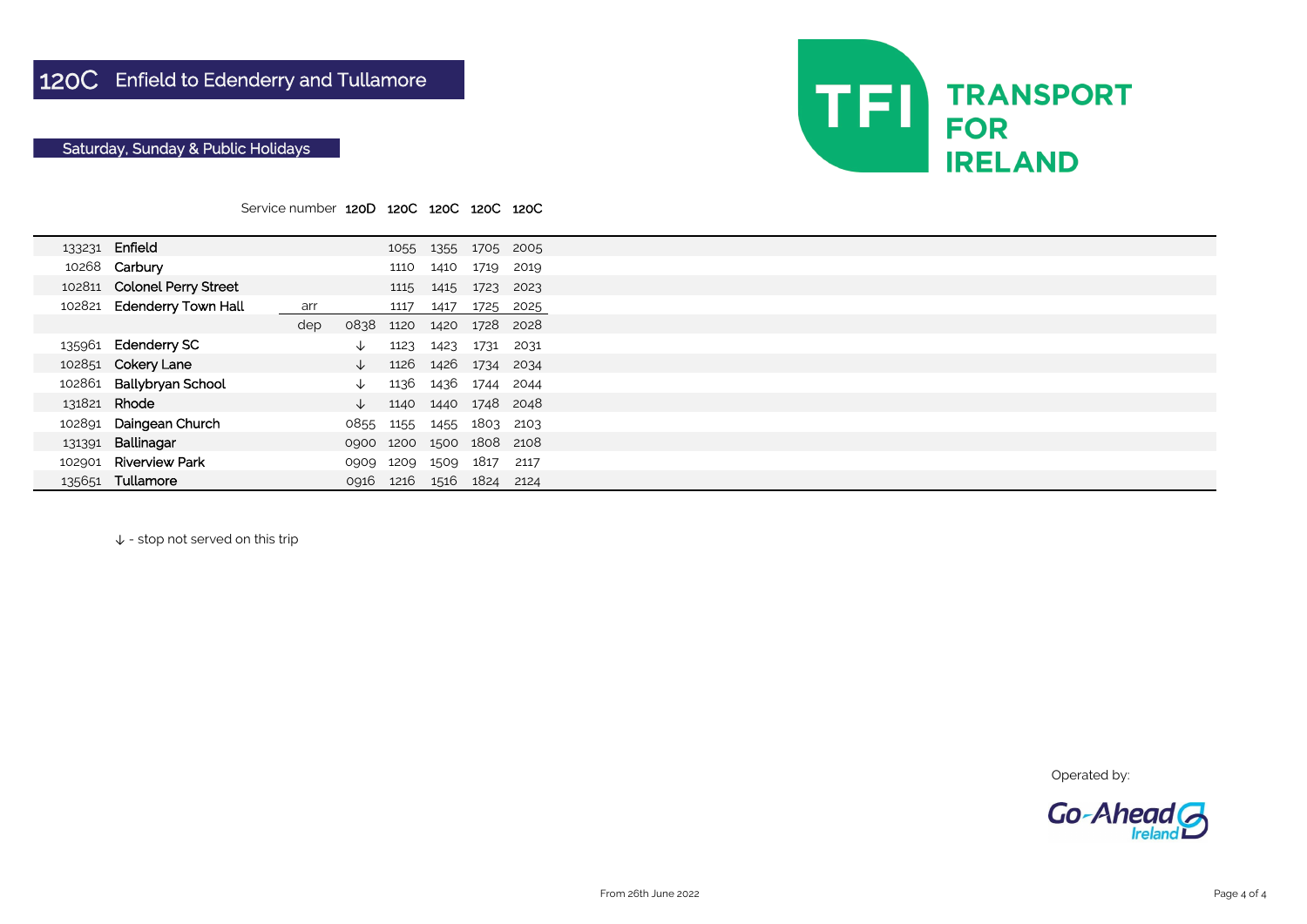# 120C Enfield to Edenderry and Tullamore

## Saturday, Sunday & Public Holidays

TFI TRANSPORT FOR IRELAND

| | Service number | | 120D | 120C | 120C | 120C | 120C |
|---|---|---|---|---|---|---|---|
| 133231 | Enfield | | | 1055 | 1355 | 1705 | 2005 |
| 10268 | Carbury | | | 1110 | 1410 | 1719 | 2019 |
| 102811 | Colonel Perry Street | | | 1115 | 1415 | 1723 | 2023 |
| 102821 | Edenderry Town Hall | arr | | 1117 | 1417 | 1725 | 2025 |
| | | dep | 0838 | 1120 | 1420 | 1728 | 2028 |
| 135961 | Edenderry SC | | ↓ | 1123 | 1423 | 1731 | 2031 |
| 102851 | Cokery Lane | | ↓ | 1126 | 1426 | 1734 | 2034 |
| 102861 | Ballybryan School | | ↓ | 1136 | 1436 | 1744 | 2044 |
| 131821 | Rhode | | ↓ | 1140 | 1440 | 1748 | 2048 |
| 102891 | Daingean Church | | 0855 | 1155 | 1455 | 1803 | 2103 |
| 131391 | Ballinagar | | 0900 | 1200 | 1500 | 1808 | 2108 |
| 102901 | Riverview Park | | 0909 | 1209 | 1509 | 1817 | 2117 |
| 135651 | Tullamore | | 0916 | 1216 | 1516 | 1824 | 2124 |

↓ - stop not served on this trip

Operated by:

Go-Ahead Ireland

From 26th June 2022